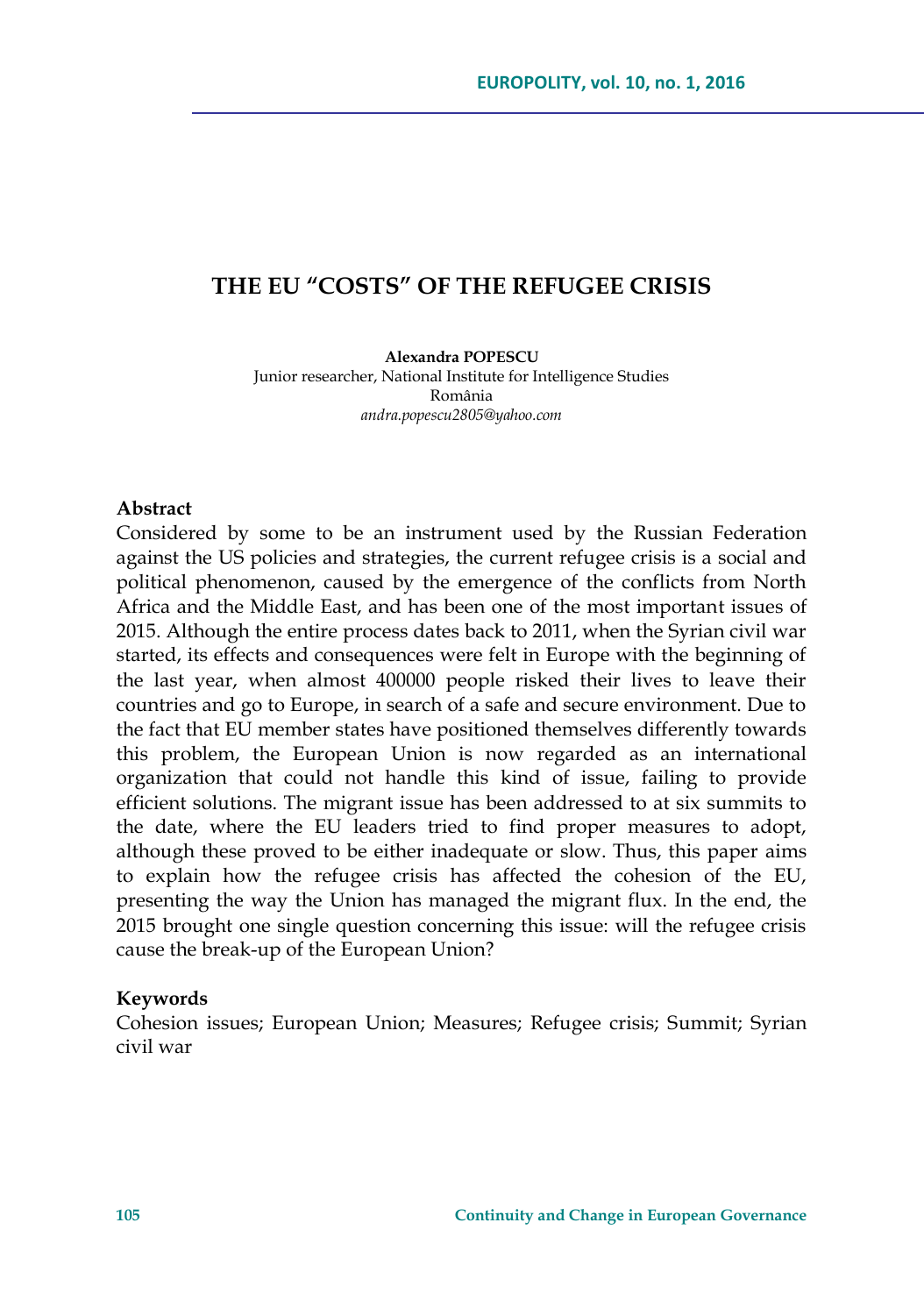# THE EU "COSTS" OF THE REFUGEE CRISIS

**Alexandra POPESCU**
Junior researcher, National Institute for Intelligence Studies
România
*andra.popescu2805@yahoo.com*

## Abstract

Considered by some to be an instrument used by the Russian Federation against the US policies and strategies, the current refugee crisis is a social and political phenomenon, caused by the emergence of the conflicts from North Africa and the Middle East, and has been one of the most important issues of 2015. Although the entire process dates back to 2011, when the Syrian civil war started, its effects and consequences were felt in Europe with the beginning of the last year, when almost 400000 people risked their lives to leave their countries and go to Europe, in search of a safe and secure environment. Due to the fact that EU member states have positioned themselves differently towards this problem, the European Union is now regarded as an international organization that could not handle this kind of issue, failing to provide efficient solutions. The migrant issue has been addressed to at six summits to the date, where the EU leaders tried to find proper measures to adopt, although these proved to be either inadequate or slow. Thus, this paper aims to explain how the refugee crisis has affected the cohesion of the EU, presenting the way the Union has managed the migrant flux. In the end, the 2015 brought one single question concerning this issue: will the refugee crisis cause the break-up of the European Union?

## Keywords

Cohesion issues; European Union; Measures; Refugee crisis; Summit; Syrian civil war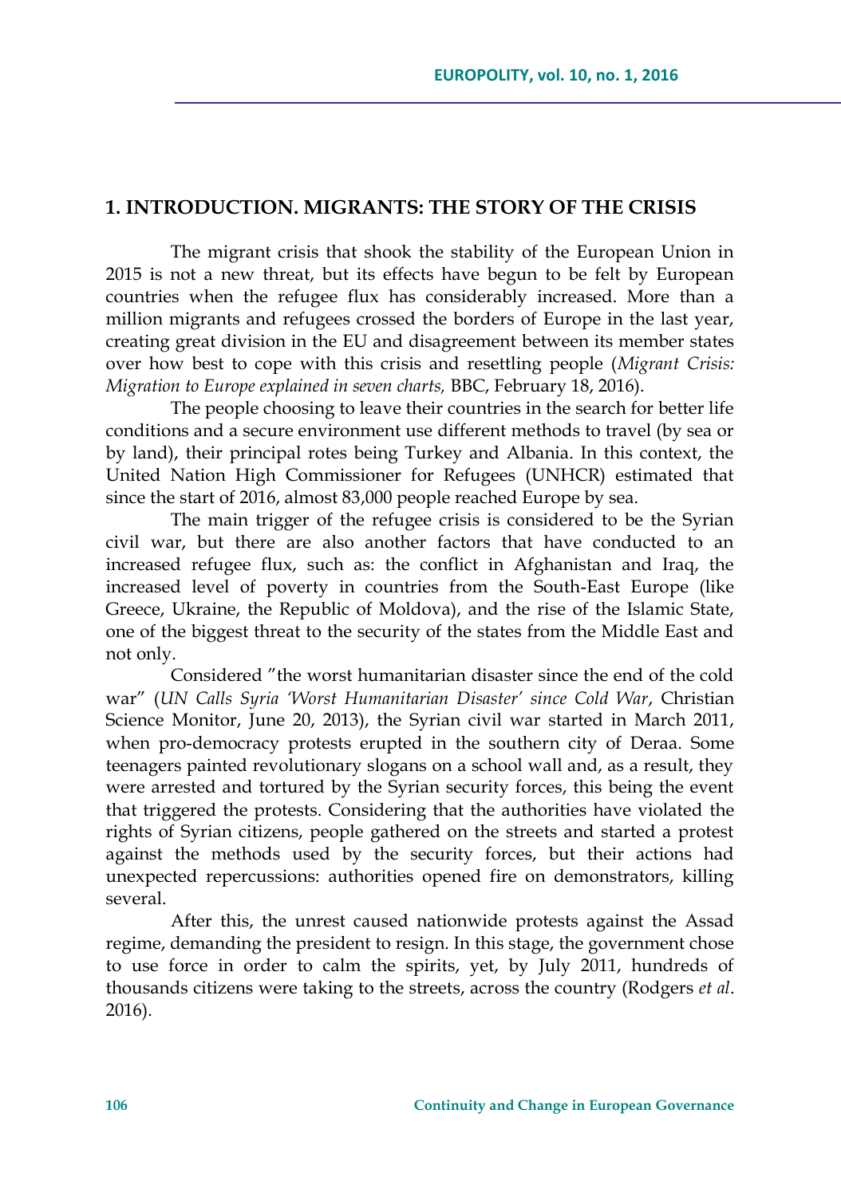## 1. INTRODUCTION. MIGRANTS: THE STORY OF THE CRISIS

The migrant crisis that shook the stability of the European Union in 2015 is not a new threat, but its effects have begun to be felt by European countries when the refugee flux has considerably increased. More than a million migrants and refugees crossed the borders of Europe in the last year, creating great division in the EU and disagreement between its member states over how best to cope with this crisis and resettling people (*Migrant Crisis: Migration to Europe explained in seven charts,* BBC, February 18, 2016).

The people choosing to leave their countries in the search for better life conditions and a secure environment use different methods to travel (by sea or by land), their principal rotes being Turkey and Albania. In this context, the United Nation High Commissioner for Refugees (UNHCR) estimated that since the start of 2016, almost 83,000 people reached Europe by sea.

The main trigger of the refugee crisis is considered to be the Syrian civil war, but there are also another factors that have conducted to an increased refugee flux, such as: the conflict in Afghanistan and Iraq, the increased level of poverty in countries from the South-East Europe (like Greece, Ukraine, the Republic of Moldova), and the rise of the Islamic State, one of the biggest threat to the security of the states from the Middle East and not only.

Considered "the worst humanitarian disaster since the end of the cold war" (*UN Calls Syria 'Worst Humanitarian Disaster' since Cold War*, Christian Science Monitor, June 20, 2013), the Syrian civil war started in March 2011, when pro-democracy protests erupted in the southern city of Deraa. Some teenagers painted revolutionary slogans on a school wall and, as a result, they were arrested and tortured by the Syrian security forces, this being the event that triggered the protests. Considering that the authorities have violated the rights of Syrian citizens, people gathered on the streets and started a protest against the methods used by the security forces, but their actions had unexpected repercussions: authorities opened fire on demonstrators, killing several.

After this, the unrest caused nationwide protests against the Assad regime, demanding the president to resign. In this stage, the government chose to use force in order to calm the spirits, yet, by July 2011, hundreds of thousands citizens were taking to the streets, across the country (Rodgers *et al*. 2016).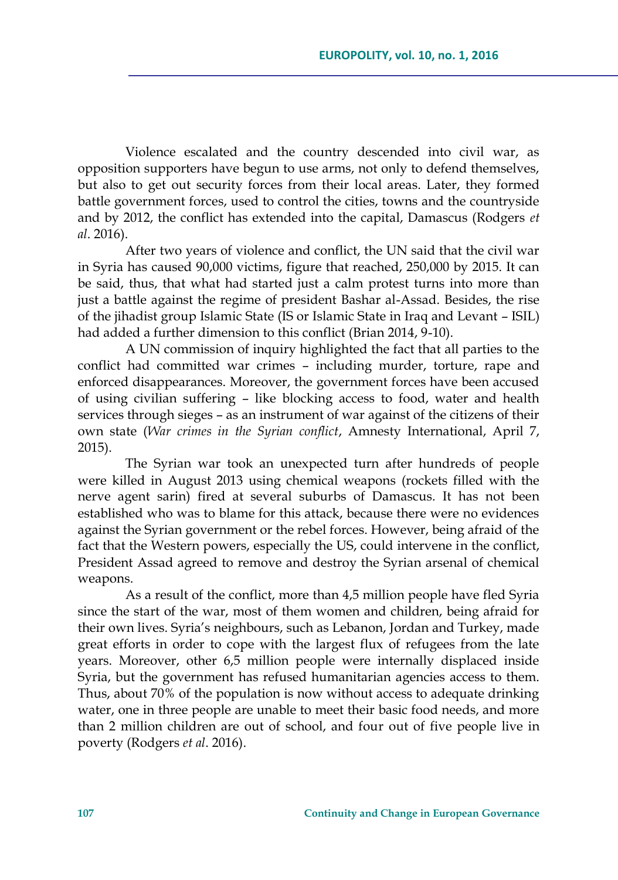Violence escalated and the country descended into civil war, as opposition supporters have begun to use arms, not only to defend themselves, but also to get out security forces from their local areas. Later, they formed battle government forces, used to control the cities, towns and the countryside and by 2012, the conflict has extended into the capital, Damascus (Rodgers *et al*. 2016).

After two years of violence and conflict, the UN said that the civil war in Syria has caused 90,000 victims, figure that reached, 250,000 by 2015. It can be said, thus, that what had started just a calm protest turns into more than just a battle against the regime of president Bashar al-Assad. Besides, the rise of the jihadist group Islamic State (IS or Islamic State in Iraq and Levant – ISIL) had added a further dimension to this conflict (Brian 2014, 9-10).

A UN commission of inquiry highlighted the fact that all parties to the conflict had committed war crimes – including murder, torture, rape and enforced disappearances. Moreover, the government forces have been accused of using civilian suffering – like blocking access to food, water and health services through sieges – as an instrument of war against of the citizens of their own state (*War crimes in the Syrian conflict*, Amnesty International, April 7, 2015).

The Syrian war took an unexpected turn after hundreds of people were killed in August 2013 using chemical weapons (rockets filled with the nerve agent sarin) fired at several suburbs of Damascus. It has not been established who was to blame for this attack, because there were no evidences against the Syrian government or the rebel forces. However, being afraid of the fact that the Western powers, especially the US, could intervene in the conflict, President Assad agreed to remove and destroy the Syrian arsenal of chemical weapons.

As a result of the conflict, more than 4,5 million people have fled Syria since the start of the war, most of them women and children, being afraid for their own lives. Syria's neighbours, such as Lebanon, Jordan and Turkey, made great efforts in order to cope with the largest flux of refugees from the late years. Moreover, other 6,5 million people were internally displaced inside Syria, but the government has refused humanitarian agencies access to them. Thus, about 70% of the population is now without access to adequate drinking water, one in three people are unable to meet their basic food needs, and more than 2 million children are out of school, and four out of five people live in poverty (Rodgers *et al*. 2016).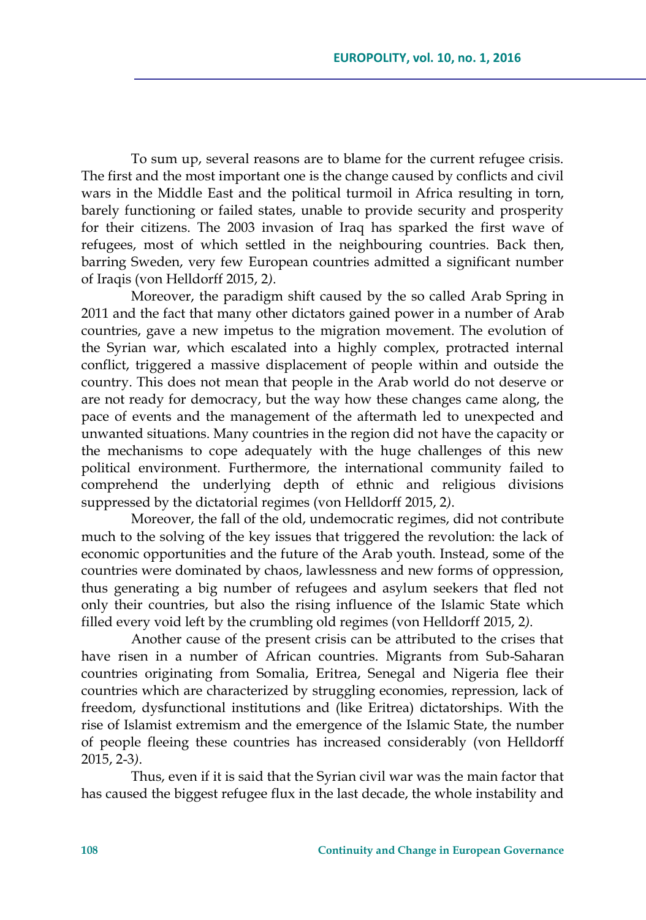To sum up, several reasons are to blame for the current refugee crisis. The first and the most important one is the change caused by conflicts and civil wars in the Middle East and the political turmoil in Africa resulting in torn, barely functioning or failed states, unable to provide security and prosperity for their citizens. The 2003 invasion of Iraq has sparked the first wave of refugees, most of which settled in the neighbouring countries. Back then, barring Sweden, very few European countries admitted a significant number of Iraqis (von Helldorff 2015, 2*)*.

Moreover, the paradigm shift caused by the so called Arab Spring in 2011 and the fact that many other dictators gained power in a number of Arab countries, gave a new impetus to the migration movement. The evolution of the Syrian war, which escalated into a highly complex, protracted internal conflict, triggered a massive displacement of people within and outside the country. This does not mean that people in the Arab world do not deserve or are not ready for democracy, but the way how these changes came along, the pace of events and the management of the aftermath led to unexpected and unwanted situations. Many countries in the region did not have the capacity or the mechanisms to cope adequately with the huge challenges of this new political environment. Furthermore, the international community failed to comprehend the underlying depth of ethnic and religious divisions suppressed by the dictatorial regimes (von Helldorff 2015, 2*)*.

Moreover, the fall of the old, undemocratic regimes, did not contribute much to the solving of the key issues that triggered the revolution: the lack of economic opportunities and the future of the Arab youth. Instead, some of the countries were dominated by chaos, lawlessness and new forms of oppression, thus generating a big number of refugees and asylum seekers that fled not only their countries, but also the rising influence of the Islamic State which filled every void left by the crumbling old regimes (von Helldorff 2015, 2*)*.

Another cause of the present crisis can be attributed to the crises that have risen in a number of African countries. Migrants from Sub-Saharan countries originating from Somalia, Eritrea, Senegal and Nigeria flee their countries which are characterized by struggling economies, repression, lack of freedom, dysfunctional institutions and (like Eritrea) dictatorships. With the rise of Islamist extremism and the emergence of the Islamic State, the number of people fleeing these countries has increased considerably (von Helldorff 2015, 2-3*)*.

Thus, even if it is said that the Syrian civil war was the main factor that has caused the biggest refugee flux in the last decade, the whole instability and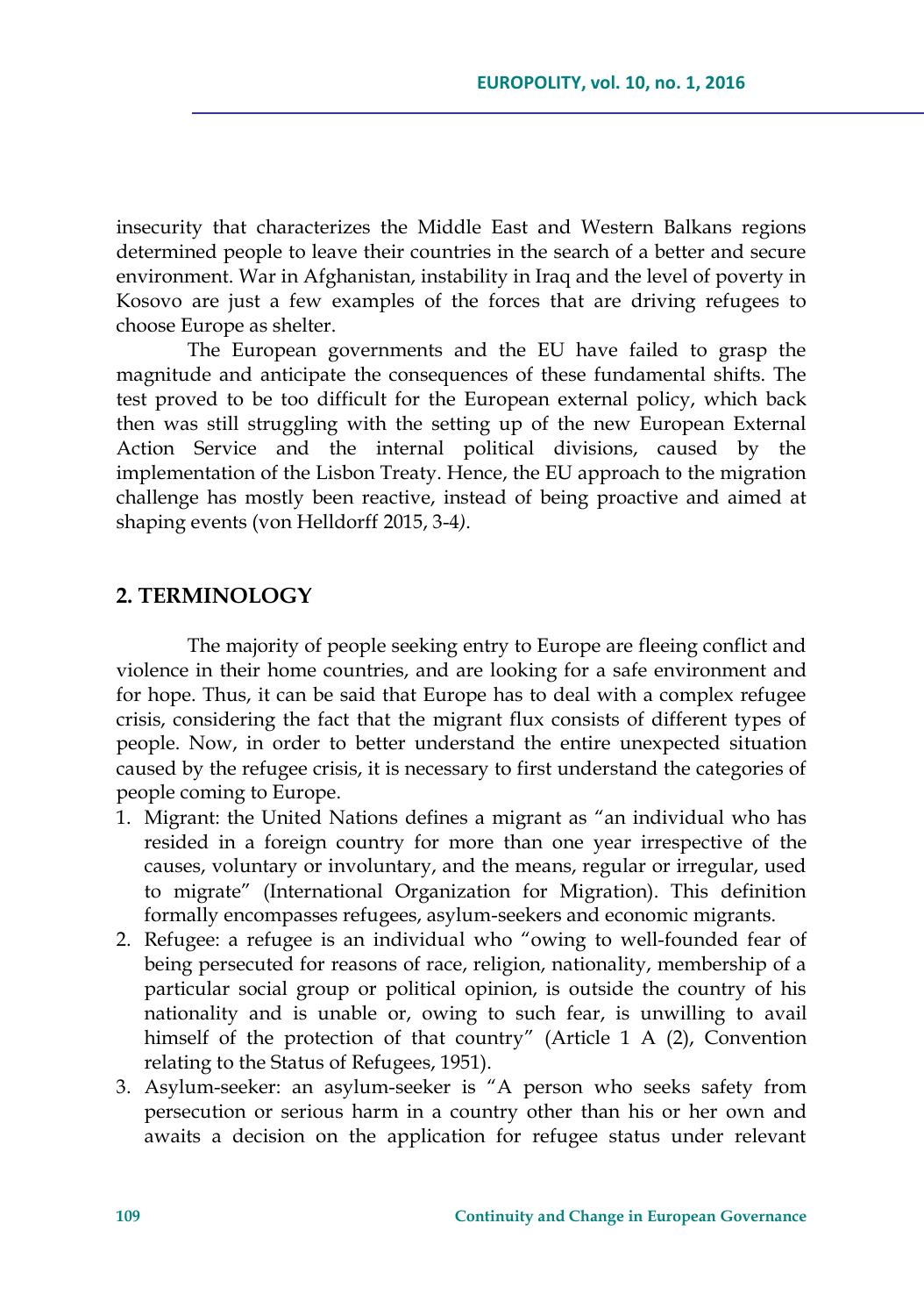insecurity that characterizes the Middle East and Western Balkans regions determined people to leave their countries in the search of a better and secure environment. War in Afghanistan, instability in Iraq and the level of poverty in Kosovo are just a few examples of the forces that are driving refugees to choose Europe as shelter.

The European governments and the EU have failed to grasp the magnitude and anticipate the consequences of these fundamental shifts. The test proved to be too difficult for the European external policy, which back then was still struggling with the setting up of the new European External Action Service and the internal political divisions, caused by the implementation of the Lisbon Treaty. Hence, the EU approach to the migration challenge has mostly been reactive, instead of being proactive and aimed at shaping events (von Helldorff 2015, 3-4).

## 2. TERMINOLOGY

The majority of people seeking entry to Europe are fleeing conflict and violence in their home countries, and are looking for a safe environment and for hope. Thus, it can be said that Europe has to deal with a complex refugee crisis, considering the fact that the migrant flux consists of different types of people. Now, in order to better understand the entire unexpected situation caused by the refugee crisis, it is necessary to first understand the categories of people coming to Europe.

1. Migrant: the United Nations defines a migrant as "an individual who has resided in a foreign country for more than one year irrespective of the causes, voluntary or involuntary, and the means, regular or irregular, used to migrate" (International Organization for Migration). This definition formally encompasses refugees, asylum-seekers and economic migrants.
2. Refugee: a refugee is an individual who "owing to well-founded fear of being persecuted for reasons of race, religion, nationality, membership of a particular social group or political opinion, is outside the country of his nationality and is unable or, owing to such fear, is unwilling to avail himself of the protection of that country" (Article 1 A (2), Convention relating to the Status of Refugees, 1951).
3. Asylum-seeker: an asylum-seeker is "A person who seeks safety from persecution or serious harm in a country other than his or her own and awaits a decision on the application for refugee status under relevant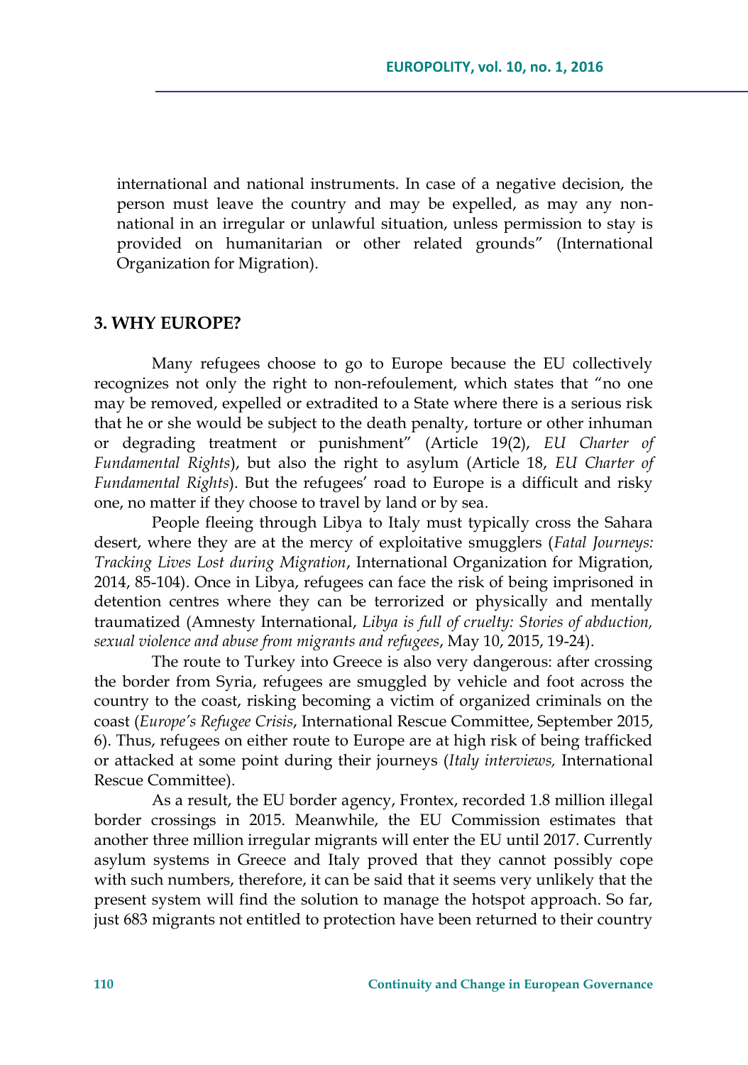international and national instruments. In case of a negative decision, the person must leave the country and may be expelled, as may any non-national in an irregular or unlawful situation, unless permission to stay is provided on humanitarian or other related grounds" (International Organization for Migration).

## 3. WHY EUROPE?

Many refugees choose to go to Europe because the EU collectively recognizes not only the right to non-refoulement, which states that "no one may be removed, expelled or extradited to a State where there is a serious risk that he or she would be subject to the death penalty, torture or other inhuman or degrading treatment or punishment" (Article 19(2), *EU Charter of Fundamental Rights*), but also the right to asylum (Article 18, *EU Charter of Fundamental Rights*). But the refugees' road to Europe is a difficult and risky one, no matter if they choose to travel by land or by sea.

People fleeing through Libya to Italy must typically cross the Sahara desert, where they are at the mercy of exploitative smugglers (*Fatal Journeys: Tracking Lives Lost during Migration*, International Organization for Migration, 2014, 85-104). Once in Libya, refugees can face the risk of being imprisoned in detention centres where they can be terrorized or physically and mentally traumatized (Amnesty International, *Libya is full of cruelty: Stories of abduction, sexual violence and abuse from migrants and refugees*, May 10, 2015, 19-24).

The route to Turkey into Greece is also very dangerous: after crossing the border from Syria, refugees are smuggled by vehicle and foot across the country to the coast, risking becoming a victim of organized criminals on the coast (*Europe's Refugee Crisis*, International Rescue Committee, September 2015, 6). Thus, refugees on either route to Europe are at high risk of being trafficked or attacked at some point during their journeys (*Italy interviews,* International Rescue Committee).

As a result, the EU border agency, Frontex, recorded 1.8 million illegal border crossings in 2015. Meanwhile, the EU Commission estimates that another three million irregular migrants will enter the EU until 2017. Currently asylum systems in Greece and Italy proved that they cannot possibly cope with such numbers, therefore, it can be said that it seems very unlikely that the present system will find the solution to manage the hotspot approach. So far, just 683 migrants not entitled to protection have been returned to their country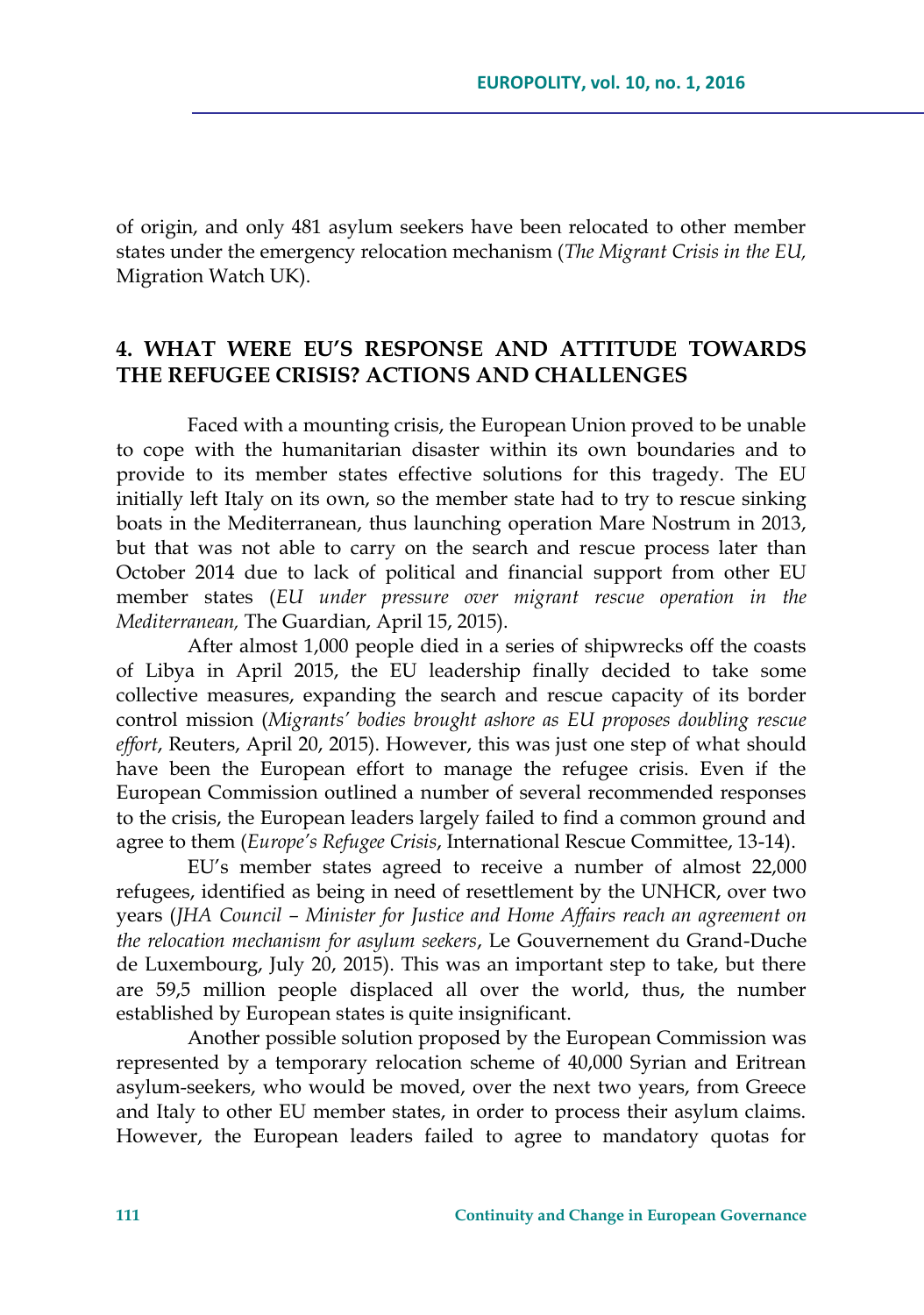of origin, and only 481 asylum seekers have been relocated to other member states under the emergency relocation mechanism (*The Migrant Crisis in the EU,* Migration Watch UK).

## 4. WHAT WERE EU'S RESPONSE AND ATTITUDE TOWARDS THE REFUGEE CRISIS? ACTIONS AND CHALLENGES

Faced with a mounting crisis, the European Union proved to be unable to cope with the humanitarian disaster within its own boundaries and to provide to its member states effective solutions for this tragedy. The EU initially left Italy on its own, so the member state had to try to rescue sinking boats in the Mediterranean, thus launching operation Mare Nostrum in 2013, but that was not able to carry on the search and rescue process later than October 2014 due to lack of political and financial support from other EU member states (*EU under pressure over migrant rescue operation in the Mediterranean,* The Guardian, April 15, 2015).

After almost 1,000 people died in a series of shipwrecks off the coasts of Libya in April 2015, the EU leadership finally decided to take some collective measures, expanding the search and rescue capacity of its border control mission (*Migrants' bodies brought ashore as EU proposes doubling rescue effort*, Reuters, April 20, 2015). However, this was just one step of what should have been the European effort to manage the refugee crisis. Even if the European Commission outlined a number of several recommended responses to the crisis, the European leaders largely failed to find a common ground and agree to them (*Europe's Refugee Crisis*, International Rescue Committee, 13-14).

EU's member states agreed to receive a number of almost 22,000 refugees, identified as being in need of resettlement by the UNHCR, over two years (*JHA Council – Minister for Justice and Home Affairs reach an agreement on the relocation mechanism for asylum seekers*, Le Gouvernement du Grand-Duche de Luxembourg, July 20, 2015). This was an important step to take, but there are 59,5 million people displaced all over the world, thus, the number established by European states is quite insignificant.

Another possible solution proposed by the European Commission was represented by a temporary relocation scheme of 40,000 Syrian and Eritrean asylum-seekers, who would be moved, over the next two years, from Greece and Italy to other EU member states, in order to process their asylum claims. However, the European leaders failed to agree to mandatory quotas for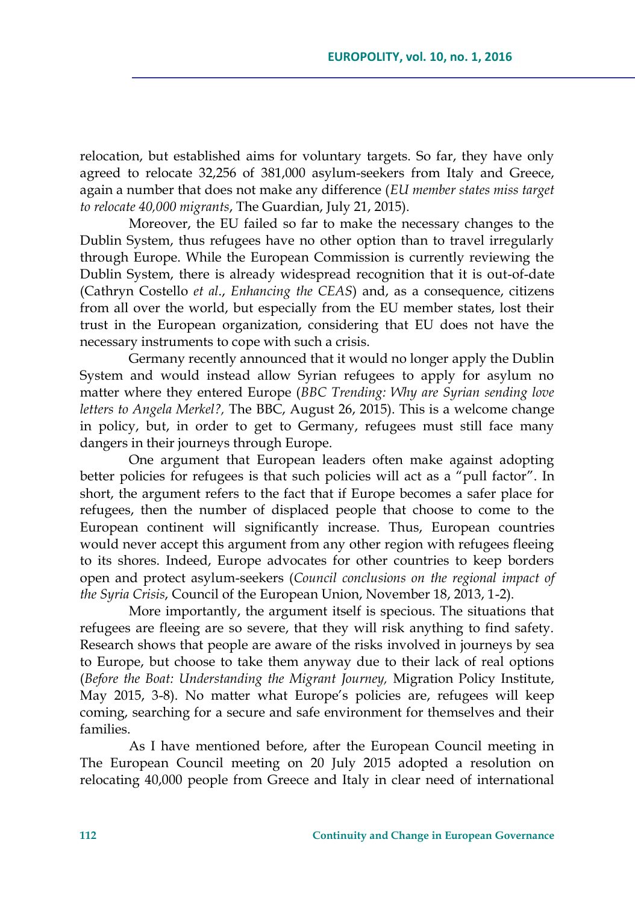relocation, but established aims for voluntary targets. So far, they have only agreed to relocate 32,256 of 381,000 asylum-seekers from Italy and Greece, again a number that does not make any difference (*EU member states miss target to relocate 40,000 migrants*, The Guardian, July 21, 2015).

Moreover, the EU failed so far to make the necessary changes to the Dublin System, thus refugees have no other option than to travel irregularly through Europe. While the European Commission is currently reviewing the Dublin System, there is already widespread recognition that it is out-of-date (Cathryn Costello *et al*., *Enhancing the CEAS*) and, as a consequence, citizens from all over the world, but especially from the EU member states, lost their trust in the European organization, considering that EU does not have the necessary instruments to cope with such a crisis.

Germany recently announced that it would no longer apply the Dublin System and would instead allow Syrian refugees to apply for asylum no matter where they entered Europe (*BBC Trending: Why are Syrian sending love letters to Angela Merkel?,* The BBC, August 26, 2015). This is a welcome change in policy, but, in order to get to Germany, refugees must still face many dangers in their journeys through Europe.

One argument that European leaders often make against adopting better policies for refugees is that such policies will act as a "pull factor". In short, the argument refers to the fact that if Europe becomes a safer place for refugees, then the number of displaced people that choose to come to the European continent will significantly increase. Thus, European countries would never accept this argument from any other region with refugees fleeing to its shores. Indeed, Europe advocates for other countries to keep borders open and protect asylum-seekers (*Council conclusions on the regional impact of the Syria Crisis*, Council of the European Union, November 18, 2013, 1-2).

More importantly, the argument itself is specious. The situations that refugees are fleeing are so severe, that they will risk anything to find safety. Research shows that people are aware of the risks involved in journeys by sea to Europe, but choose to take them anyway due to their lack of real options (*Before the Boat: Understanding the Migrant Journey,* Migration Policy Institute, May 2015, 3-8). No matter what Europe's policies are, refugees will keep coming, searching for a secure and safe environment for themselves and their families.

As I have mentioned before, after the European Council meeting in The European Council meeting on 20 July 2015 adopted a resolution on relocating 40,000 people from Greece and Italy in clear need of international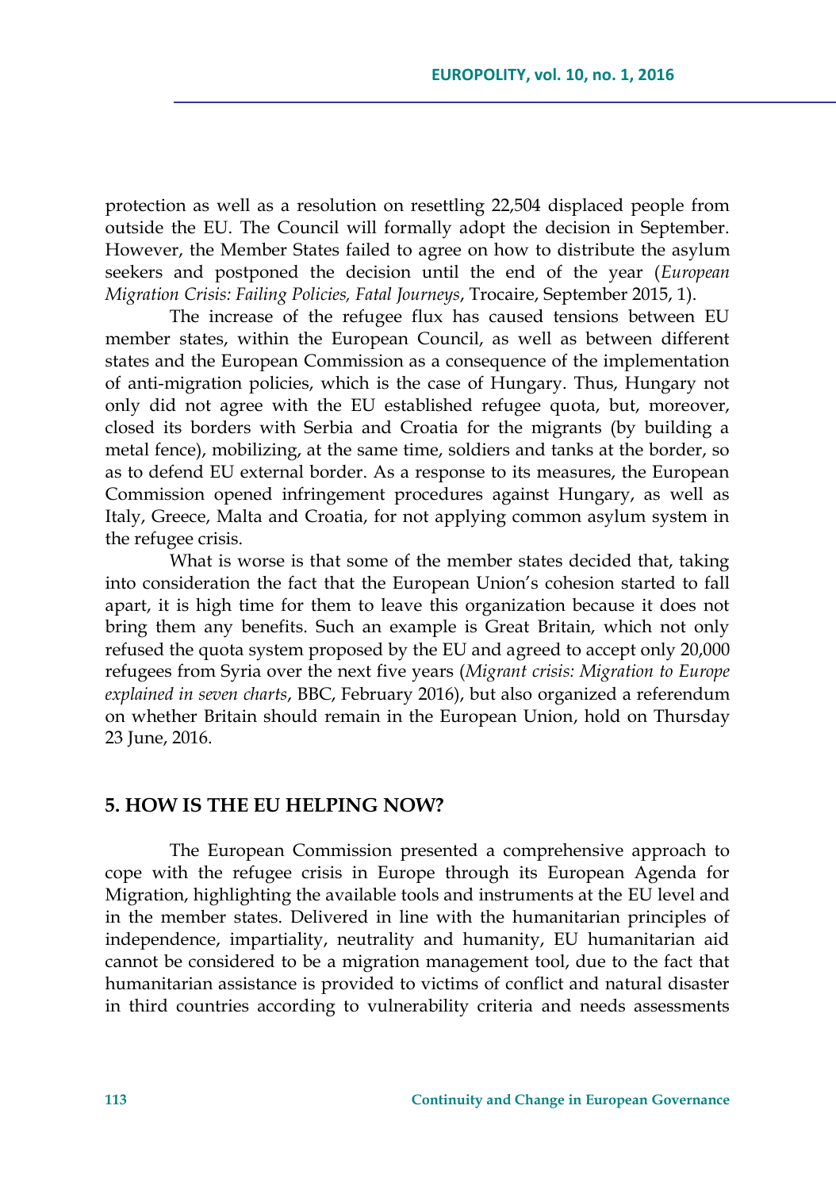protection as well as a resolution on resettling 22,504 displaced people from outside the EU. The Council will formally adopt the decision in September. However, the Member States failed to agree on how to distribute the asylum seekers and postponed the decision until the end of the year (*European Migration Crisis: Failing Policies, Fatal Journeys*, Trocaire, September 2015, 1).

The increase of the refugee flux has caused tensions between EU member states, within the European Council, as well as between different states and the European Commission as a consequence of the implementation of anti-migration policies, which is the case of Hungary. Thus, Hungary not only did not agree with the EU established refugee quota, but, moreover, closed its borders with Serbia and Croatia for the migrants (by building a metal fence), mobilizing, at the same time, soldiers and tanks at the border, so as to defend EU external border. As a response to its measures, the European Commission opened infringement procedures against Hungary, as well as Italy, Greece, Malta and Croatia, for not applying common asylum system in the refugee crisis.

What is worse is that some of the member states decided that, taking into consideration the fact that the European Union's cohesion started to fall apart, it is high time for them to leave this organization because it does not bring them any benefits. Such an example is Great Britain, which not only refused the quota system proposed by the EU and agreed to accept only 20,000 refugees from Syria over the next five years (*Migrant crisis: Migration to Europe explained in seven charts*, BBC, February 2016), but also organized a referendum on whether Britain should remain in the European Union, hold on Thursday 23 June, 2016.

## 5. HOW IS THE EU HELPING NOW?

The European Commission presented a comprehensive approach to cope with the refugee crisis in Europe through its European Agenda for Migration, highlighting the available tools and instruments at the EU level and in the member states. Delivered in line with the humanitarian principles of independence, impartiality, neutrality and humanity, EU humanitarian aid cannot be considered to be a migration management tool, due to the fact that humanitarian assistance is provided to victims of conflict and natural disaster in third countries according to vulnerability criteria and needs assessments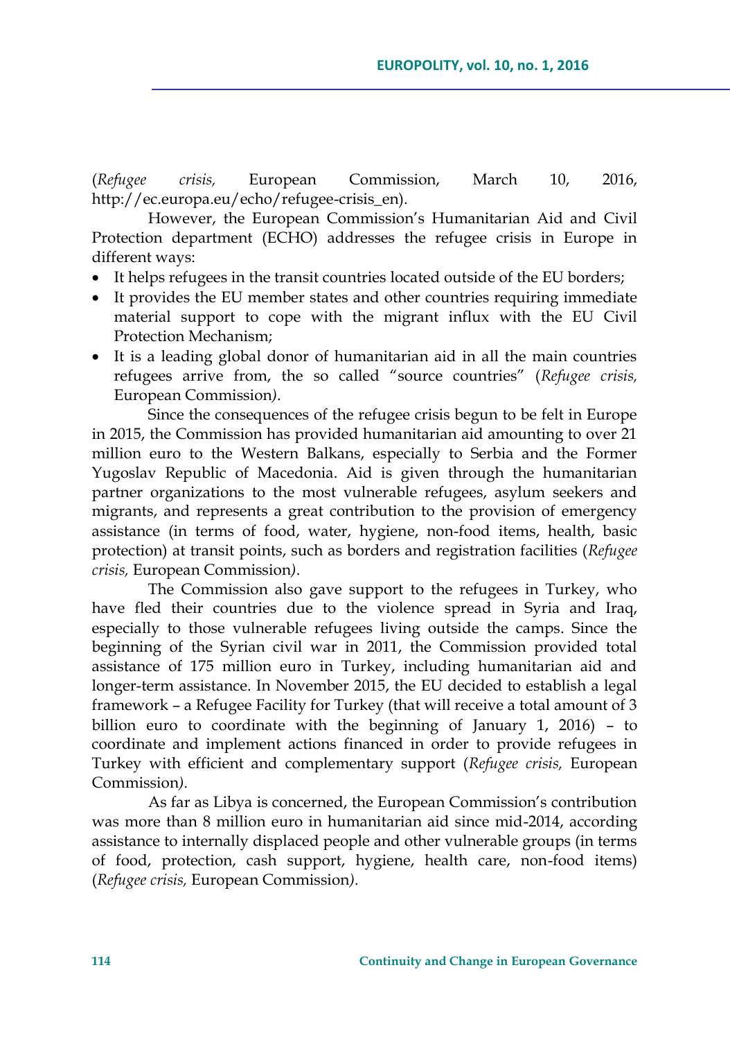(*Refugee crisis,* European Commission, March 10, 2016, http://ec.europa.eu/echo/refugee-crisis_en).

However, the European Commission's Humanitarian Aid and Civil Protection department (ECHO) addresses the refugee crisis in Europe in different ways:

- It helps refugees in the transit countries located outside of the EU borders;
- It provides the EU member states and other countries requiring immediate material support to cope with the migrant influx with the EU Civil Protection Mechanism;
- It is a leading global donor of humanitarian aid in all the main countries refugees arrive from, the so called "source countries" (*Refugee crisis,* European Commission*)*.

Since the consequences of the refugee crisis begun to be felt in Europe in 2015, the Commission has provided humanitarian aid amounting to over 21 million euro to the Western Balkans, especially to Serbia and the Former Yugoslav Republic of Macedonia. Aid is given through the humanitarian partner organizations to the most vulnerable refugees, asylum seekers and migrants, and represents a great contribution to the provision of emergency assistance (in terms of food, water, hygiene, non-food items, health, basic protection) at transit points, such as borders and registration facilities (*Refugee crisis,* European Commission*)*.

The Commission also gave support to the refugees in Turkey, who have fled their countries due to the violence spread in Syria and Iraq, especially to those vulnerable refugees living outside the camps. Since the beginning of the Syrian civil war in 2011, the Commission provided total assistance of 175 million euro in Turkey, including humanitarian aid and longer-term assistance. In November 2015, the EU decided to establish a legal framework – a Refugee Facility for Turkey (that will receive a total amount of 3 billion euro to coordinate with the beginning of January 1, 2016) – to coordinate and implement actions financed in order to provide refugees in Turkey with efficient and complementary support (*Refugee crisis,* European Commission*)*.

As far as Libya is concerned, the European Commission's contribution was more than 8 million euro in humanitarian aid since mid-2014, according assistance to internally displaced people and other vulnerable groups (in terms of food, protection, cash support, hygiene, health care, non-food items) (*Refugee crisis,* European Commission*)*.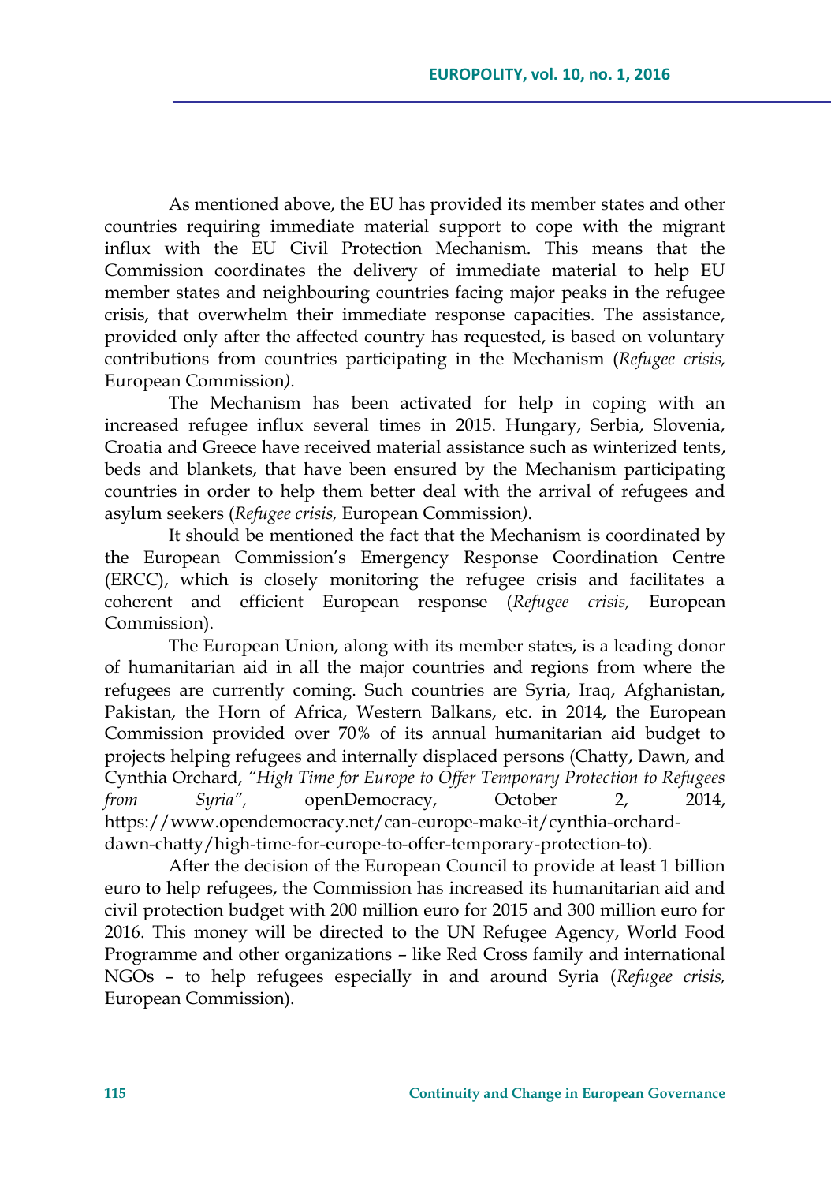As mentioned above, the EU has provided its member states and other countries requiring immediate material support to cope with the migrant influx with the EU Civil Protection Mechanism. This means that the Commission coordinates the delivery of immediate material to help EU member states and neighbouring countries facing major peaks in the refugee crisis, that overwhelm their immediate response capacities. The assistance, provided only after the affected country has requested, is based on voluntary contributions from countries participating in the Mechanism (*Refugee crisis,* European Commission*)*.

The Mechanism has been activated for help in coping with an increased refugee influx several times in 2015. Hungary, Serbia, Slovenia, Croatia and Greece have received material assistance such as winterized tents, beds and blankets, that have been ensured by the Mechanism participating countries in order to help them better deal with the arrival of refugees and asylum seekers (*Refugee crisis,* European Commission*)*.

It should be mentioned the fact that the Mechanism is coordinated by the European Commission's Emergency Response Coordination Centre (ERCC), which is closely monitoring the refugee crisis and facilitates a coherent and efficient European response (*Refugee crisis,* European Commission).

The European Union, along with its member states, is a leading donor of humanitarian aid in all the major countries and regions from where the refugees are currently coming. Such countries are Syria, Iraq, Afghanistan, Pakistan, the Horn of Africa, Western Balkans, etc. in 2014, the European Commission provided over 70% of its annual humanitarian aid budget to projects helping refugees and internally displaced persons (Chatty, Dawn, and Cynthia Orchard, *"High Time for Europe to Offer Temporary Protection to Refugees from Syria"*, openDemocracy, October 2, 2014, https://www.opendemocracy.net/can-europe-make-it/cynthia-orchard-dawn-chatty/high-time-for-europe-to-offer-temporary-protection-to).

After the decision of the European Council to provide at least 1 billion euro to help refugees, the Commission has increased its humanitarian aid and civil protection budget with 200 million euro for 2015 and 300 million euro for 2016. This money will be directed to the UN Refugee Agency, World Food Programme and other organizations – like Red Cross family and international NGOs – to help refugees especially in and around Syria (*Refugee crisis,* European Commission).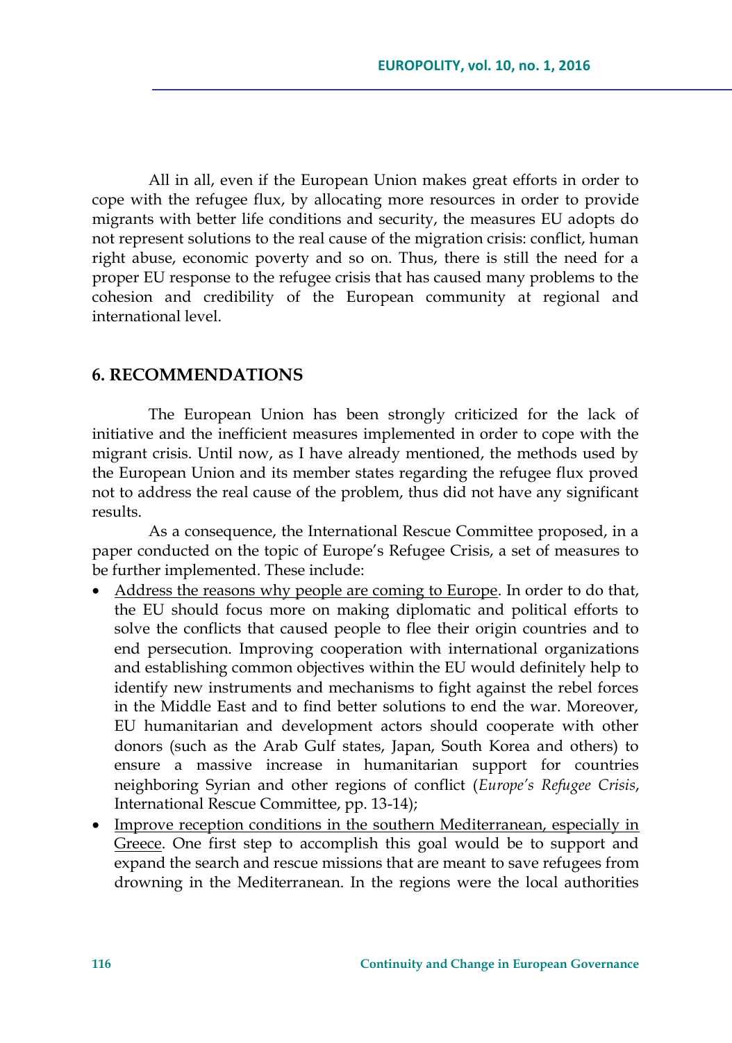All in all, even if the European Union makes great efforts in order to cope with the refugee flux, by allocating more resources in order to provide migrants with better life conditions and security, the measures EU adopts do not represent solutions to the real cause of the migration crisis: conflict, human right abuse, economic poverty and so on. Thus, there is still the need for a proper EU response to the refugee crisis that has caused many problems to the cohesion and credibility of the European community at regional and international level.

## 6. RECOMMENDATIONS

The European Union has been strongly criticized for the lack of initiative and the inefficient measures implemented in order to cope with the migrant crisis. Until now, as I have already mentioned, the methods used by the European Union and its member states regarding the refugee flux proved not to address the real cause of the problem, thus did not have any significant results.

As a consequence, the International Rescue Committee proposed, in a paper conducted on the topic of Europe's Refugee Crisis, a set of measures to be further implemented. These include:

- Address the reasons why people are coming to Europe. In order to do that, the EU should focus more on making diplomatic and political efforts to solve the conflicts that caused people to flee their origin countries and to end persecution. Improving cooperation with international organizations and establishing common objectives within the EU would definitely help to identify new instruments and mechanisms to fight against the rebel forces in the Middle East and to find better solutions to end the war. Moreover, EU humanitarian and development actors should cooperate with other donors (such as the Arab Gulf states, Japan, South Korea and others) to ensure a massive increase in humanitarian support for countries neighboring Syrian and other regions of conflict (*Europe's Refugee Crisis*, International Rescue Committee, pp. 13-14);
- Improve reception conditions in the southern Mediterranean, especially in Greece. One first step to accomplish this goal would be to support and expand the search and rescue missions that are meant to save refugees from drowning in the Mediterranean. In the regions were the local authorities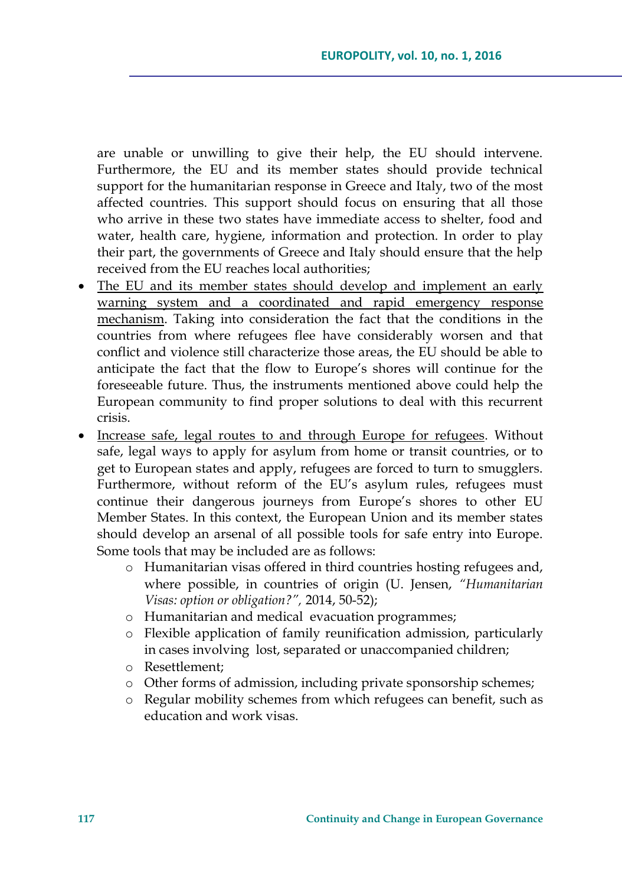are unable or unwilling to give their help, the EU should intervene. Furthermore, the EU and its member states should provide technical support for the humanitarian response in Greece and Italy, two of the most affected countries. This support should focus on ensuring that all those who arrive in these two states have immediate access to shelter, food and water, health care, hygiene, information and protection. In order to play their part, the governments of Greece and Italy should ensure that the help received from the EU reaches local authorities;

- <u>The EU and its member states should develop and implement an early warning system and a coordinated and rapid emergency response mechanism</u>. Taking into consideration the fact that the conditions in the countries from where refugees flee have considerably worsen and that conflict and violence still characterize those areas, the EU should be able to anticipate the fact that the flow to Europe's shores will continue for the foreseeable future. Thus, the instruments mentioned above could help the European community to find proper solutions to deal with this recurrent crisis.
- <u>Increase safe, legal routes to and through Europe for refugees</u>. Without safe, legal ways to apply for asylum from home or transit countries, or to get to European states and apply, refugees are forced to turn to smugglers. Furthermore, without reform of the EU's asylum rules, refugees must continue their dangerous journeys from Europe's shores to other EU Member States. In this context, the European Union and its member states should develop an arsenal of all possible tools for safe entry into Europe. Some tools that may be included are as follows:
    - Humanitarian visas offered in third countries hosting refugees and, where possible, in countries of origin (U. Jensen, *"Humanitarian Visas: option or obligation?"*, 2014, 50-52);
    - Humanitarian and medical evacuation programmes;
    - Flexible application of family reunification admission, particularly in cases involving lost, separated or unaccompanied children;
    - Resettlement;
    - Other forms of admission, including private sponsorship schemes;
    - Regular mobility schemes from which refugees can benefit, such as education and work visas.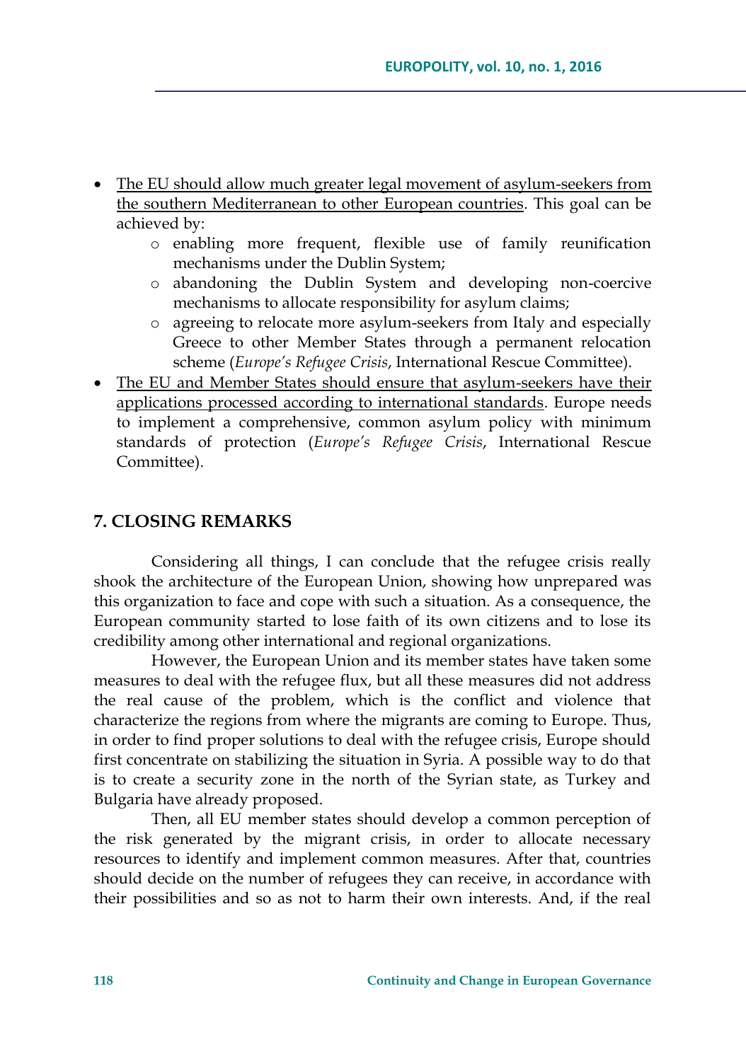- <u>The EU should allow much greater legal movement of asylum-seekers from the southern Mediterranean to other European countries</u>. This goal can be achieved by:
    - enabling more frequent, flexible use of family reunification mechanisms under the Dublin System;
    - abandoning the Dublin System and developing non-coercive mechanisms to allocate responsibility for asylum claims;
    - agreeing to relocate more asylum-seekers from Italy and especially Greece to other Member States through a permanent relocation scheme (*Europe's Refugee Crisis*, International Rescue Committee).
- <u>The EU and Member States should ensure that asylum-seekers have their applications processed according to international standards</u>. Europe needs to implement a comprehensive, common asylum policy with minimum standards of protection (*Europe's Refugee Crisis*, International Rescue Committee).

## 7. CLOSING REMARKS

Considering all things, I can conclude that the refugee crisis really shook the architecture of the European Union, showing how unprepared was this organization to face and cope with such a situation. As a consequence, the European community started to lose faith of its own citizens and to lose its credibility among other international and regional organizations.

However, the European Union and its member states have taken some measures to deal with the refugee flux, but all these measures did not address the real cause of the problem, which is the conflict and violence that characterize the regions from where the migrants are coming to Europe. Thus, in order to find proper solutions to deal with the refugee crisis, Europe should first concentrate on stabilizing the situation in Syria. A possible way to do that is to create a security zone in the north of the Syrian state, as Turkey and Bulgaria have already proposed.

Then, all EU member states should develop a common perception of the risk generated by the migrant crisis, in order to allocate necessary resources to identify and implement common measures. After that, countries should decide on the number of refugees they can receive, in accordance with their possibilities and so as not to harm their own interests. And, if the real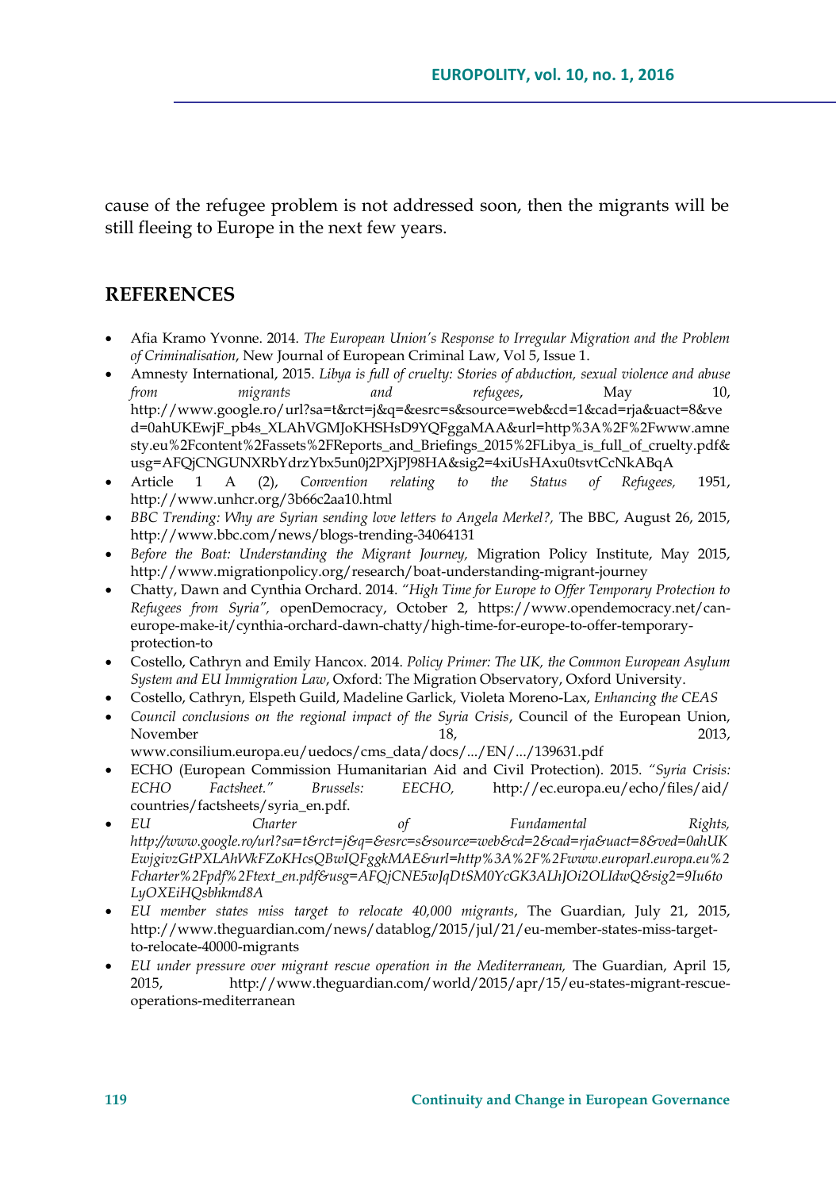cause of the refugee problem is not addressed soon, then the migrants will be still fleeing to Europe in the next few years.

## REFERENCES

- Afia Kramo Yvonne. 2014. *The European Union's Response to Irregular Migration and the Problem of Criminalisation*, New Journal of European Criminal Law, Vol 5, Issue 1.
- Amnesty International, 2015. *Libya is full of cruelty: Stories of abduction, sexual violence and abuse from migrants and refugees*, May 10, http://www.google.ro/url?sa=t&rct=j&q=&esrc=s&source=web&cd=1&cad=rja&uact=8&ved=0ahUKEwjF_pb4s_XLAhVGMJoKHSHsD9YQFggaMAA&url=http%3A%2F%2Fwww.amnesty.eu%2Fcontent%2Fassets%2FReports_and_Briefings_2015%2FLibya_is_full_of_cruelty.pdf&usg=AFQjCNGUNXRbYdrzYbx5un0j2PXjPJ98HA&sig2=4xiUsHAxu0tsvtCcNkABqA
- Article 1 A (2), *Convention relating to the Status of Refugees,* 1951, http://www.unhcr.org/3b66c2aa10.html
- *BBC Trending: Why are Syrian sending love letters to Angela Merkel?,* The BBC, August 26, 2015, http://www.bbc.com/news/blogs-trending-34064131
- *Before the Boat: Understanding the Migrant Journey,* Migration Policy Institute, May 2015, http://www.migrationpolicy.org/research/boat-understanding-migrant-journey
- Chatty, Dawn and Cynthia Orchard. 2014. *"High Time for Europe to Offer Temporary Protection to Refugees from Syria",* openDemocracy, October 2, https://www.opendemocracy.net/can-europe-make-it/cynthia-orchard-dawn-chatty/high-time-for-europe-to-offer-temporary-protection-to
- Costello, Cathryn and Emily Hancox. 2014. *Policy Primer: The UK, the Common European Asylum System and EU Immigration Law*, Oxford: The Migration Observatory, Oxford University.
- Costello, Cathryn, Elspeth Guild, Madeline Garlick, Violeta Moreno-Lax, *Enhancing the CEAS*
- *Council conclusions on the regional impact of the Syria Crisis*, Council of the European Union, November 18, 2013, www.consilium.europa.eu/uedocs/cms_data/docs/.../EN/.../139631.pdf
- ECHO (European Commission Humanitarian Aid and Civil Protection). 2015. *"Syria Crisis: ECHO Factsheet." Brussels: EECHO,* http://ec.europa.eu/echo/files/aid/countries/factsheets/syria_en.pdf.
- *EU Charter of Fundamental Rights, http://www.google.ro/url?sa=t&rct=j&q=&esrc=s&source=web&cd=2&cad=rja&uact=8&ved=0ahUKEwjgivzGtPXLAhWkFZoKHcsQBwIQFggkMAE&url=http%3A%2F%2Fwww.europarl.europa.eu%2Fcharter%2Fpdf%2Ftext_en.pdf&usg=AFQjCNE5wJqDtSM0YcGK3ALhJOi2OLIdwQ&sig2=9Iu6toLyOXEiHQsbhkmd8A*
- *EU member states miss target to relocate 40,000 migrants*, The Guardian, July 21, 2015, http://www.theguardian.com/news/datablog/2015/jul/21/eu-member-states-miss-target-to-relocate-40000-migrants
- *EU under pressure over migrant rescue operation in the Mediterranean,* The Guardian, April 15, 2015, http://www.theguardian.com/world/2015/apr/15/eu-states-migrant-rescue-operations-mediterranean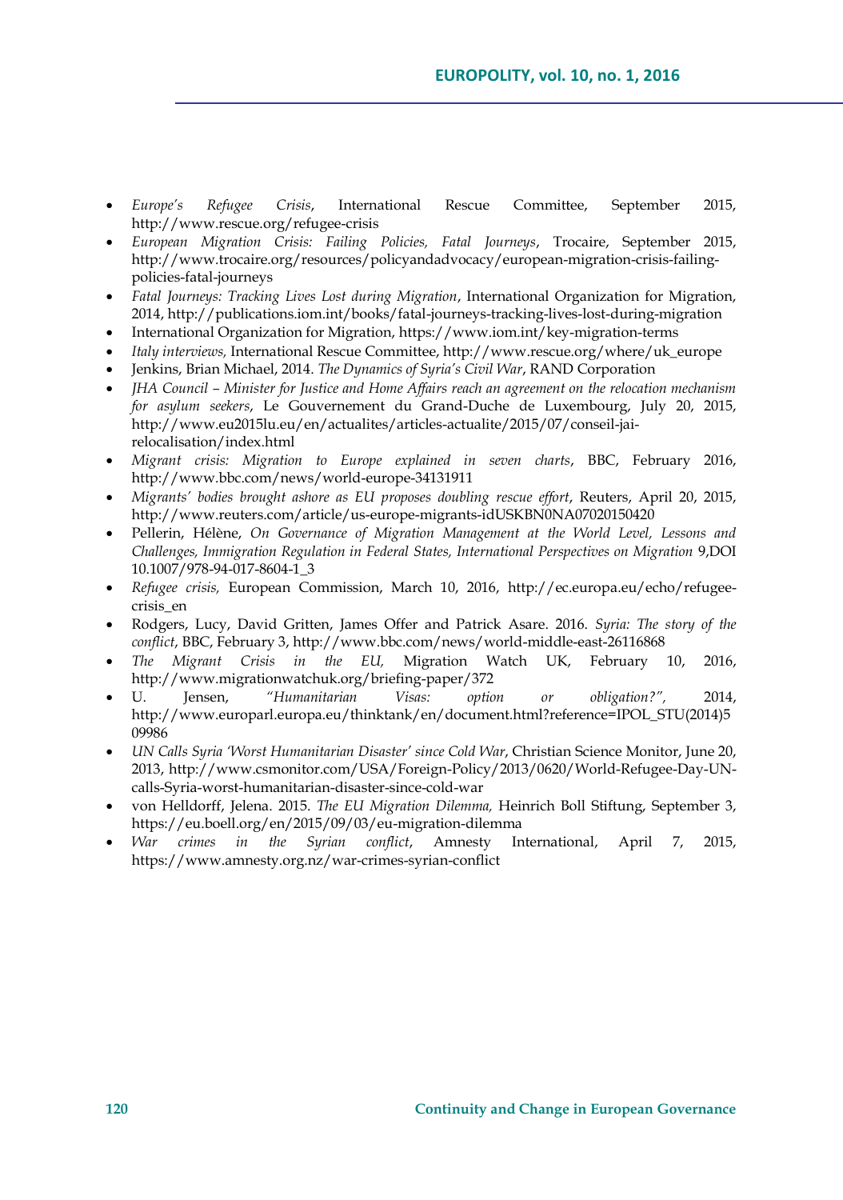- *Europe's Refugee Crisis*, International Rescue Committee, September 2015, http://www.rescue.org/refugee-crisis
- *European Migration Crisis: Failing Policies, Fatal Journeys*, Trocaire, September 2015, http://www.trocaire.org/resources/policyandadvocacy/european-migration-crisis-failing-policies-fatal-journeys
- *Fatal Journeys: Tracking Lives Lost during Migration*, International Organization for Migration, 2014, http://publications.iom.int/books/fatal-journeys-tracking-lives-lost-during-migration
- International Organization for Migration, https://www.iom.int/key-migration-terms
- *Italy interviews,* International Rescue Committee, http://www.rescue.org/where/uk_europe
- Jenkins, Brian Michael, 2014. *The Dynamics of Syria's Civil War*, RAND Corporation
- *JHA Council – Minister for Justice and Home Affairs reach an agreement on the relocation mechanism for asylum seekers*, Le Gouvernement du Grand-Duche de Luxembourg, July 20, 2015, http://www.eu2015lu.eu/en/actualites/articles-actualite/2015/07/conseil-jai-relocalisation/index.html
- *Migrant crisis: Migration to Europe explained in seven charts*, BBC, February 2016, http://www.bbc.com/news/world-europe-34131911
- *Migrants' bodies brought ashore as EU proposes doubling rescue effort*, Reuters, April 20, 2015, http://www.reuters.com/article/us-europe-migrants-idUSKBN0NA07020150420
- Pellerin, Hélène, *On Governance of Migration Management at the World Level, Lessons and Challenges, Immigration Regulation in Federal States, International Perspectives on Migration* 9,DOI 10.1007/978-94-017-8604-1_3
- *Refugee crisis,* European Commission, March 10, 2016, http://ec.europa.eu/echo/refugee-crisis_en
- Rodgers, Lucy, David Gritten, James Offer and Patrick Asare. 2016. *Syria: The story of the conflict*, BBC, February 3, http://www.bbc.com/news/world-middle-east-26116868
- *The Migrant Crisis in the EU,* Migration Watch UK, February 10, 2016, http://www.migrationwatchuk.org/briefing-paper/372
- U. Jensen, *"Humanitarian Visas: option or obligation?",* 2014, http://www.europarl.europa.eu/thinktank/en/document.html?reference=IPOL_STU(2014)509986
- *UN Calls Syria 'Worst Humanitarian Disaster' since Cold War*, Christian Science Monitor, June 20, 2013, http://www.csmonitor.com/USA/Foreign-Policy/2013/0620/World-Refugee-Day-UN-calls-Syria-worst-humanitarian-disaster-since-cold-war
- von Helldorff, Jelena. 2015. *The EU Migration Dilemma,* Heinrich Boll Stiftung, September 3, https://eu.boell.org/en/2015/09/03/eu-migration-dilemma
- *War crimes in the Syrian conflict*, Amnesty International, April 7, 2015, https://www.amnesty.org.nz/war-crimes-syrian-conflict